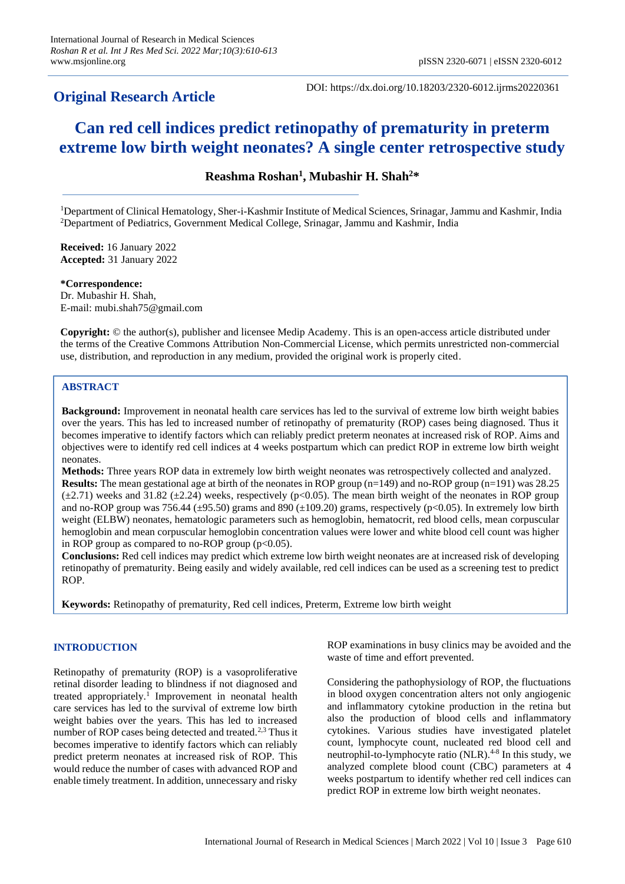**Original Research Article**

DOI: https://dx.doi.org/10.18203/2320-6012.ijrms20220361

# Can red cell indices predict retinopathy of prematurity in preterm extreme low birth weight neonates? A single center retrospective study

**Reashma Roshan[1], Mubashir H. Shah[2]***

[1]Department of Clinical Hematology, Sher-i-Kashmir Institute of Medical Sciences, Srinagar, Jammu and Kashmir, India
[2]Department of Pediatrics, Government Medical College, Srinagar, Jammu and Kashmir, India

**Received:** 16 January 2022
**Accepted:** 31 January 2022

***Correspondence:**
Dr. Mubashir H. Shah,
E-mail: mubi.shah75@gmail.com

**Copyright:** © the author(s), publisher and licensee Medip Academy. This is an open-access article distributed under the terms of the Creative Commons Attribution Non-Commercial License, which permits unrestricted non-commercial use, distribution, and reproduction in any medium, provided the original work is properly cited.

## ABSTRACT

**Background:** Improvement in neonatal health care services has led to the survival of extreme low birth weight babies over the years. This has led to increased number of retinopathy of prematurity (ROP) cases being diagnosed. Thus it becomes imperative to identify factors which can reliably predict preterm neonates at increased risk of ROP. Aims and objectives were to identify red cell indices at 4 weeks postpartum which can predict ROP in extreme low birth weight neonates.

**Methods:** Three years ROP data in extremely low birth weight neonates was retrospectively collected and analyzed.

**Results:** The mean gestational age at birth of the neonates in ROP group (n=149) and no-ROP group (n=191) was 28.25 (±2.71) weeks and 31.82 (±2.24) weeks, respectively ($p<0.05$). The mean birth weight of the neonates in ROP group and no-ROP group was 756.44 (±95.50) grams and 890 (±109.20) grams, respectively ($p<0.05$). In extremely low birth weight (ELBW) neonates, hematologic parameters such as hemoglobin, hematocrit, red blood cells, mean corpuscular hemoglobin and mean corpuscular hemoglobin concentration values were lower and white blood cell count was higher in ROP group as compared to no-ROP group ($p<0.05$).

**Conclusions:** Red cell indices may predict which extreme low birth weight neonates are at increased risk of developing retinopathy of prematurity. Being easily and widely available, red cell indices can be used as a screening test to predict ROP.

**Keywords:** Retinopathy of prematurity, Red cell indices, Preterm, Extreme low birth weight

## INTRODUCTION

Retinopathy of prematurity (ROP) is a vasoproliferative retinal disorder leading to blindness if not diagnosed and treated appropriately.[1] Improvement in neonatal health care services has led to the survival of extreme low birth weight babies over the years. This has led to increased number of ROP cases being detected and treated.[2,3] Thus it becomes imperative to identify factors which can reliably predict preterm neonates at increased risk of ROP. This would reduce the number of cases with advanced ROP and enable timely treatment. In addition, unnecessary and risky ROP examinations in busy clinics may be avoided and the waste of time and effort prevented.

Considering the pathophysiology of ROP, the fluctuations in blood oxygen concentration alters not only angiogenic and inflammatory cytokine production in the retina but also the production of blood cells and inflammatory cytokines. Various studies have investigated platelet count, lymphocyte count, nucleated red blood cell and neutrophil-to-lymphocyte ratio (NLR).[4-8] In this study, we analyzed complete blood count (CBC) parameters at 4 weeks postpartum to identify whether red cell indices can predict ROP in extreme low birth weight neonates.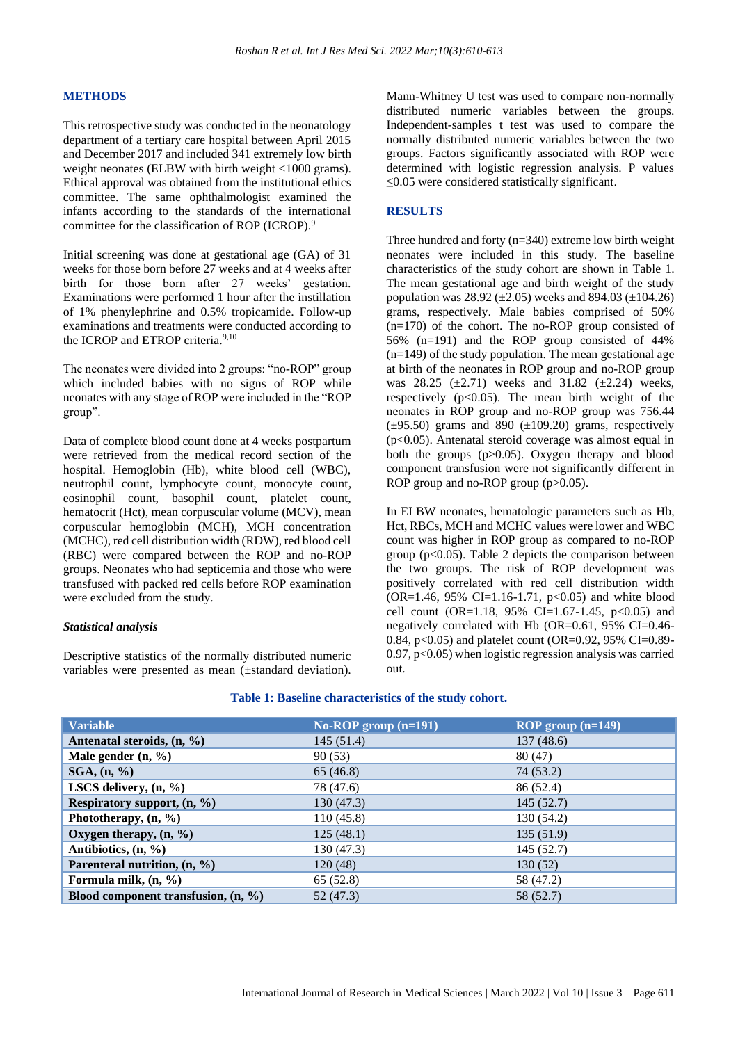## METHODS

This retrospective study was conducted in the neonatology department of a tertiary care hospital between April 2015 and December 2017 and included 341 extremely low birth weight neonates (ELBW with birth weight <1000 grams). Ethical approval was obtained from the institutional ethics committee. The same ophthalmologist examined the infants according to the standards of the international committee for the classification of ROP (ICROP).[9]

Initial screening was done at gestational age (GA) of 31 weeks for those born before 27 weeks and at 4 weeks after birth for those born after 27 weeks' gestation. Examinations were performed 1 hour after the instillation of 1% phenylephrine and 0.5% tropicamide. Follow-up examinations and treatments were conducted according to the ICROP and ETROP criteria.[9,10]

The neonates were divided into 2 groups: "no-ROP" group which included babies with no signs of ROP while neonates with any stage of ROP were included in the "ROP group".

Data of complete blood count done at 4 weeks postpartum were retrieved from the medical record section of the hospital. Hemoglobin (Hb), white blood cell (WBC), neutrophil count, lymphocyte count, monocyte count, eosinophil count, basophil count, platelet count, hematocrit (Hct), mean corpuscular volume (MCV), mean corpuscular hemoglobin (MCH), MCH concentration (MCHC), red cell distribution width (RDW), red blood cell (RBC) were compared between the ROP and no-ROP groups. Neonates who had septicemia and those who were transfused with packed red cells before ROP examination were excluded from the study.

### *Statistical analysis*

Descriptive statistics of the normally distributed numeric variables were presented as mean (±standard deviation). Mann-Whitney U test was used to compare non-normally distributed numeric variables between the groups. Independent-samples t test was used to compare the normally distributed numeric variables between the two groups. Factors significantly associated with ROP were determined with logistic regression analysis. P values ≤0.05 were considered statistically significant.

## RESULTS

Three hundred and forty (n=340) extreme low birth weight neonates were included in this study. The baseline characteristics of the study cohort are shown in Table 1. The mean gestational age and birth weight of the study population was 28.92 (±2.05) weeks and 894.03 (±104.26) grams, respectively. Male babies comprised of 50% (n=170) of the cohort. The no-ROP group consisted of 56% (n=191) and the ROP group consisted of 44% (n=149) of the study population. The mean gestational age at birth of the neonates in ROP group and no-ROP group was 28.25 (±2.71) weeks and 31.82 (±2.24) weeks, respectively ($p<0.05$). The mean birth weight of the neonates in ROP group and no-ROP group was 756.44 (±95.50) grams and 890 (±109.20) grams, respectively ($p<0.05$). Antenatal steroid coverage was almost equal in both the groups ($p>0.05$). Oxygen therapy and blood component transfusion were not significantly different in ROP group and no-ROP group ($p>0.05$).

In ELBW neonates, hematologic parameters such as Hb, Hct, RBCs, MCH and MCHC values were lower and WBC count was higher in ROP group as compared to no-ROP group ($p<0.05$). Table 2 depicts the comparison between the two groups. The risk of ROP development was positively correlated with red cell distribution width (OR=1.46, 95% CI=1.16-1.71, $p<0.05$) and white blood cell count (OR=1.18, 95% CI=1.67-1.45, $p<0.05$) and negatively correlated with Hb (OR=0.61, 95% CI=0.46-0.84, $p<0.05$) and platelet count (OR=0.92, 95% CI=0.89-0.97, $p<0.05$) when logistic regression analysis was carried out.

**Table 1: Baseline characteristics of the study cohort.**

| Variable | No-ROP group (n=191) | ROP group (n=149) |
|---|---|---|
| **Antenatal steroids, (n, %)** | 145 (51.4) | 137 (48.6) |
| **Male gender (n, %)** | 90 (53) | 80 (47) |
| **SGA, (n, %)** | 65 (46.8) | 74 (53.2) |
| **LSCS delivery, (n, %)** | 78 (47.6) | 86 (52.4) |
| **Respiratory support, (n, %)** | 130 (47.3) | 145 (52.7) |
| **Phototherapy, (n, %)** | 110 (45.8) | 130 (54.2) |
| **Oxygen therapy, (n, %)** | 125 (48.1) | 135 (51.9) |
| **Antibiotics, (n, %)** | 130 (47.3) | 145 (52.7) |
| **Parenteral nutrition, (n, %)** | 120 (48) | 130 (52) |
| **Formula milk, (n, %)** | 65 (52.8) | 58 (47.2) |
| **Blood component transfusion, (n, %)** | 52 (47.3) | 58 (52.7) |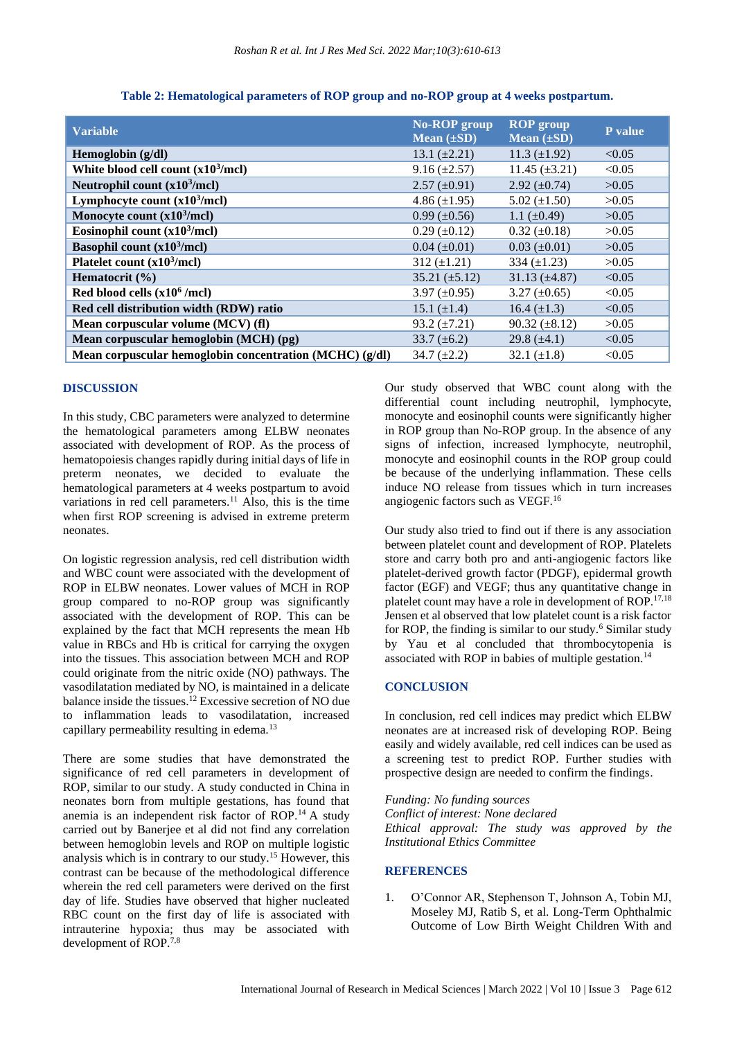**Table 2: Hematological parameters of ROP group and no-ROP group at 4 weeks postpartum.**

| Variable | No-ROP group Mean (±SD) | ROP group Mean (±SD) | P value |
|---|---|---|---|
| **Hemoglobin (g/dl)** | 13.1 (±2.21) | 11.3 (±1.92) | <0.05 |
| **White blood cell count ($x10^3$/mcl)** | 9.16 (±2.57) | 11.45 (±3.21) | <0.05 |
| **Neutrophil count ($x10^3$/mcl)** | 2.57 (±0.91) | 2.92 (±0.74) | >0.05 |
| **Lymphocyte count ($x10^3$/mcl)** | 4.86 (±1.95) | 5.02 (±1.50) | >0.05 |
| **Monocyte count ($x10^3$/mcl)** | 0.99 (±0.56) | 1.1 (±0.49) | >0.05 |
| **Eosinophil count ($x10^3$/mcl)** | 0.29 (±0.12) | 0.32 (±0.18) | >0.05 |
| **Basophil count ($x10^3$/mcl)** | 0.04 (±0.01) | 0.03 (±0.01) | >0.05 |
| **Platelet count ($x10^3$/mcl)** | 312 (±1.21) | 334 (±1.23) | >0.05 |
| **Hematocrit (%)** | 35.21 (±5.12) | 31.13 (±4.87) | <0.05 |
| **Red blood cells ($x10^6$ /mcl)** | 3.97 (±0.95) | 3.27 (±0.65) | <0.05 |
| **Red cell distribution width (RDW) ratio** | 15.1 (±1.4) | 16.4 (±1.3) | <0.05 |
| **Mean corpuscular volume (MCV) (fl)** | 93.2 (±7.21) | 90.32 (±8.12) | >0.05 |
| **Mean corpuscular hemoglobin (MCH) (pg)** | 33.7 (±6.2) | 29.8 (±4.1) | <0.05 |
| **Mean corpuscular hemoglobin concentration (MCHC) (g/dl)** | 34.7 (±2.2) | 32.1 (±1.8) | <0.05 |

## DISCUSSION

In this study, CBC parameters were analyzed to determine the hematological parameters among ELBW neonates associated with development of ROP. As the process of hematopoiesis changes rapidly during initial days of life in preterm neonates, we decided to evaluate the hematological parameters at 4 weeks postpartum to avoid variations in red cell parameters.[11] Also, this is the time when first ROP screening is advised in extreme preterm neonates.

On logistic regression analysis, red cell distribution width and WBC count were associated with the development of ROP in ELBW neonates. Lower values of MCH in ROP group compared to no-ROP group was significantly associated with the development of ROP. This can be explained by the fact that MCH represents the mean Hb value in RBCs and Hb is critical for carrying the oxygen into the tissues. This association between MCH and ROP could originate from the nitric oxide (NO) pathways. The vasodilatation mediated by NO, is maintained in a delicate balance inside the tissues.[12] Excessive secretion of NO due to inflammation leads to vasodilatation, increased capillary permeability resulting in edema.[13]

There are some studies that have demonstrated the significance of red cell parameters in development of ROP, similar to our study. A study conducted in China in neonates born from multiple gestations, has found that anemia is an independent risk factor of ROP.[14] A study carried out by Banerjee et al did not find any correlation between hemoglobin levels and ROP on multiple logistic analysis which is in contrary to our study.[15] However, this contrast can be because of the methodological difference wherein the red cell parameters were derived on the first day of life. Studies have observed that higher nucleated RBC count on the first day of life is associated with intrauterine hypoxia; thus may be associated with development of ROP.[7,8]

Our study observed that WBC count along with the differential count including neutrophil, lymphocyte, monocyte and eosinophil counts were significantly higher in ROP group than No-ROP group. In the absence of any signs of infection, increased lymphocyte, neutrophil, monocyte and eosinophil counts in the ROP group could be because of the underlying inflammation. These cells induce NO release from tissues which in turn increases angiogenic factors such as VEGF.[16]

Our study also tried to find out if there is any association between platelet count and development of ROP. Platelets store and carry both pro and anti-angiogenic factors like platelet-derived growth factor (PDGF), epidermal growth factor (EGF) and VEGF; thus any quantitative change in platelet count may have a role in development of ROP.[17,18] Jensen et al observed that low platelet count is a risk factor for ROP, the finding is similar to our study.[6] Similar study by Yau et al concluded that thrombocytopenia is associated with ROP in babies of multiple gestation.[14]

## CONCLUSION

In conclusion, red cell indices may predict which ELBW neonates are at increased risk of developing ROP. Being easily and widely available, red cell indices can be used as a screening test to predict ROP. Further studies with prospective design are needed to confirm the findings.

*Funding: No funding sources*
*Conflict of interest: None declared*
*Ethical approval: The study was approved by the Institutional Ethics Committee*

## REFERENCES

1. O'Connor AR, Stephenson T, Johnson A, Tobin MJ, Moseley MJ, Ratib S, et al. Long-Term Ophthalmic Outcome of Low Birth Weight Children With and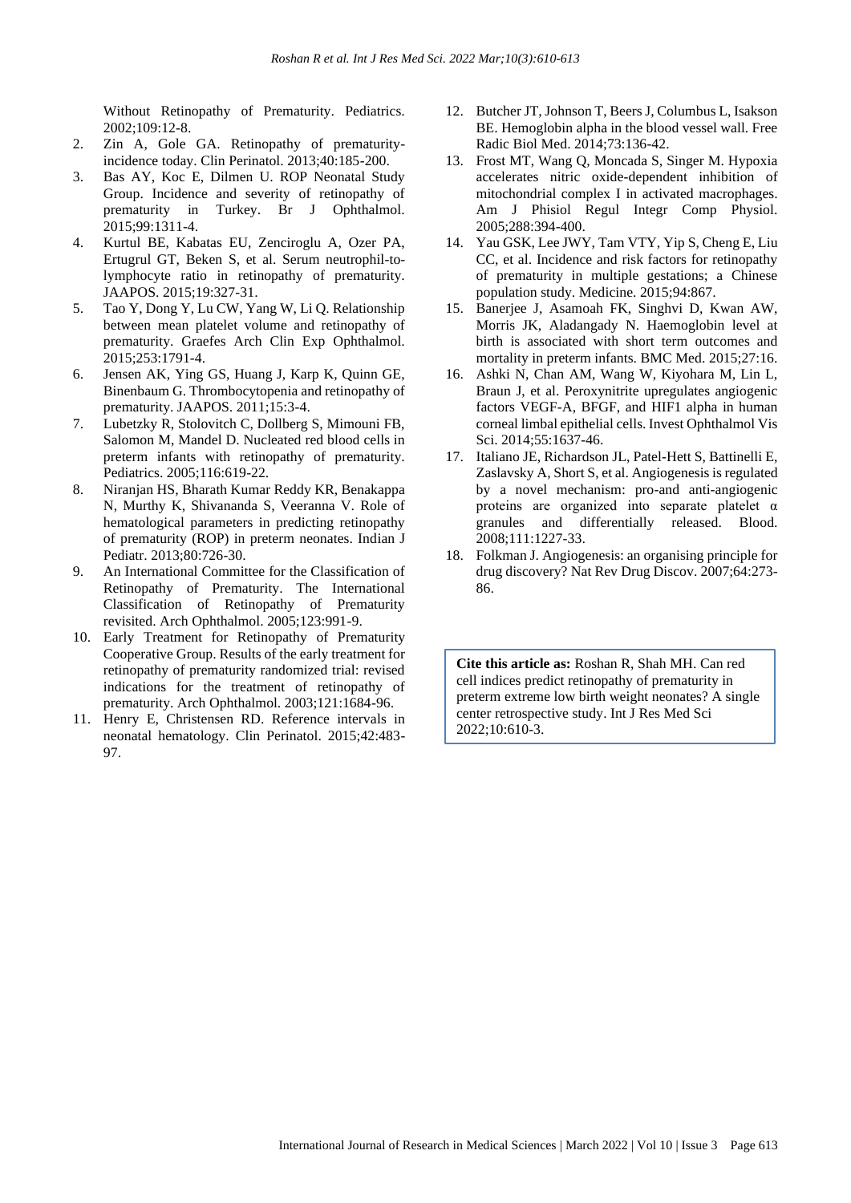Without Retinopathy of Prematurity. Pediatrics. 2002;109:12-8.

2. Zin A, Gole GA. Retinopathy of prematurity-incidence today. Clin Perinatol. 2013;40:185-200.
3. Bas AY, Koc E, Dilmen U. ROP Neonatal Study Group. Incidence and severity of retinopathy of prematurity in Turkey. Br J Ophthalmol. 2015;99:1311-4.
4. Kurtul BE, Kabatas EU, Zenciroglu A, Ozer PA, Ertugrul GT, Beken S, et al. Serum neutrophil-to-lymphocyte ratio in retinopathy of prematurity. JAAPOS. 2015;19:327-31.
5. Tao Y, Dong Y, Lu CW, Yang W, Li Q. Relationship between mean platelet volume and retinopathy of prematurity. Graefes Arch Clin Exp Ophthalmol. 2015;253:1791-4.
6. Jensen AK, Ying GS, Huang J, Karp K, Quinn GE, Binenbaum G. Thrombocytopenia and retinopathy of prematurity. JAAPOS. 2011;15:3-4.
7. Lubetzky R, Stolovitch C, Dollberg S, Mimouni FB, Salomon M, Mandel D. Nucleated red blood cells in preterm infants with retinopathy of prematurity. Pediatrics. 2005;116:619-22.
8. Niranjan HS, Bharath Kumar Reddy KR, Benakappa N, Murthy K, Shivananda S, Veeranna V. Role of hematological parameters in predicting retinopathy of prematurity (ROP) in preterm neonates. Indian J Pediatr. 2013;80:726-30.
9. An International Committee for the Classification of Retinopathy of Prematurity. The International Classification of Retinopathy of Prematurity revisited. Arch Ophthalmol. 2005;123:991-9.
10. Early Treatment for Retinopathy of Prematurity Cooperative Group. Results of the early treatment for retinopathy of prematurity randomized trial: revised indications for the treatment of retinopathy of prematurity. Arch Ophthalmol. 2003;121:1684-96.
11. Henry E, Christensen RD. Reference intervals in neonatal hematology. Clin Perinatol. 2015;42:483-97.
12. Butcher JT, Johnson T, Beers J, Columbus L, Isakson BE. Hemoglobin alpha in the blood vessel wall. Free Radic Biol Med. 2014;73:136-42.
13. Frost MT, Wang Q, Moncada S, Singer M. Hypoxia accelerates nitric oxide-dependent inhibition of mitochondrial complex I in activated macrophages. Am J Phisiol Regul Integr Comp Physiol. 2005;288:394-400.
14. Yau GSK, Lee JWY, Tam VTY, Yip S, Cheng E, Liu CC, et al. Incidence and risk factors for retinopathy of prematurity in multiple gestations; a Chinese population study. Medicine. 2015;94:867.
15. Banerjee J, Asamoah FK, Singhvi D, Kwan AW, Morris JK, Aladangady N. Haemoglobin level at birth is associated with short term outcomes and mortality in preterm infants. BMC Med. 2015;27:16.
16. Ashki N, Chan AM, Wang W, Kiyohara M, Lin L, Braun J, et al. Peroxynitrite upregulates angiogenic factors VEGF-A, BFGF, and HIF1 alpha in human corneal limbal epithelial cells. Invest Ophthalmol Vis Sci. 2014;55:1637-46.
17. Italiano JE, Richardson JL, Patel-Hett S, Battinelli E, Zaslavsky A, Short S, et al. Angiogenesis is regulated by a novel mechanism: pro-and anti-angiogenic proteins are organized into separate platelet α granules and differentially released. Blood. 2008;111:1227-33.
18. Folkman J. Angiogenesis: an organising principle for drug discovery? Nat Rev Drug Discov. 2007;64:273-86.

**Cite this article as:** Roshan R, Shah MH. Can red cell indices predict retinopathy of prematurity in preterm extreme low birth weight neonates? A single center retrospective study. Int J Res Med Sci 2022;10:610-3.